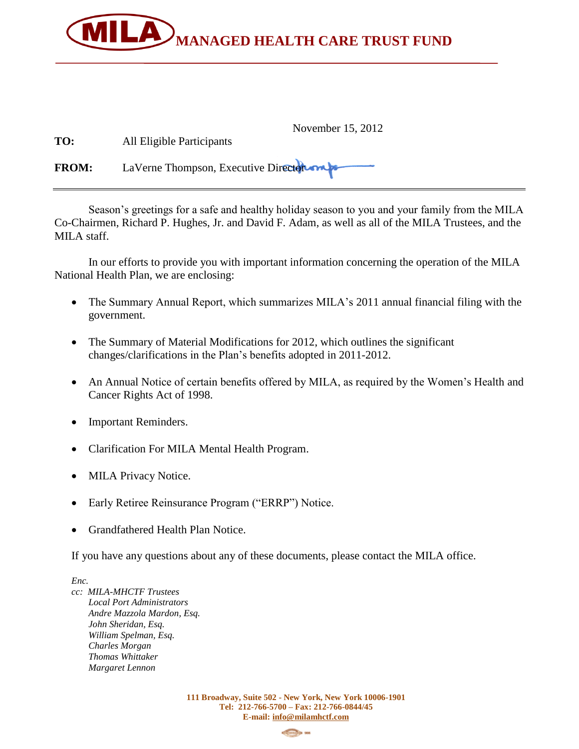# MILA MANAGED HEALTH CARE TRUST FUND

November 15, 2012

**TO:** All Eligible Participants

**FROM:** LaVerne Thompson, Executive Director

---

Season's greetings for a safe and healthy holiday season to you and your family from the MILA Co-Chairmen, Richard P. Hughes, Jr. and David F. Adam, as well as all of the MILA Trustees, and the MILA staff.

In our efforts to provide you with important information concerning the operation of the MILA National Health Plan, we are enclosing:

- The Summary Annual Report, which summarizes MILA's 2011 annual financial filing with the government.
- The Summary of Material Modifications for 2012, which outlines the significant changes/clarifications in the Plan's benefits adopted in 2011-2012.
- An Annual Notice of certain benefits offered by MILA, as required by the Women's Health and Cancer Rights Act of 1998.
- Important Reminders.
- Clarification For MILA Mental Health Program.
- MILA Privacy Notice.
- Early Retiree Reinsurance Program ("ERRP") Notice.
- Grandfathered Health Plan Notice.

If you have any questions about any of these documents, please contact the MILA office.

*Enc.*
*cc: MILA-MHCTF Trustees*
*Local Port Administrators*
*Andre Mazzola Mardon, Esq.*
*John Sheridan, Esq.*
*William Spelman, Esq.*
*Charles Morgan*
*Thomas Whittaker*
*Margaret Lennon*

**111 Broadway, Suite 502 - New York, New York 10006-1901**
**Tel: 212-766-5700 – Fax: 212-766-0844/45**
**E-mail: info@milamhctf.com**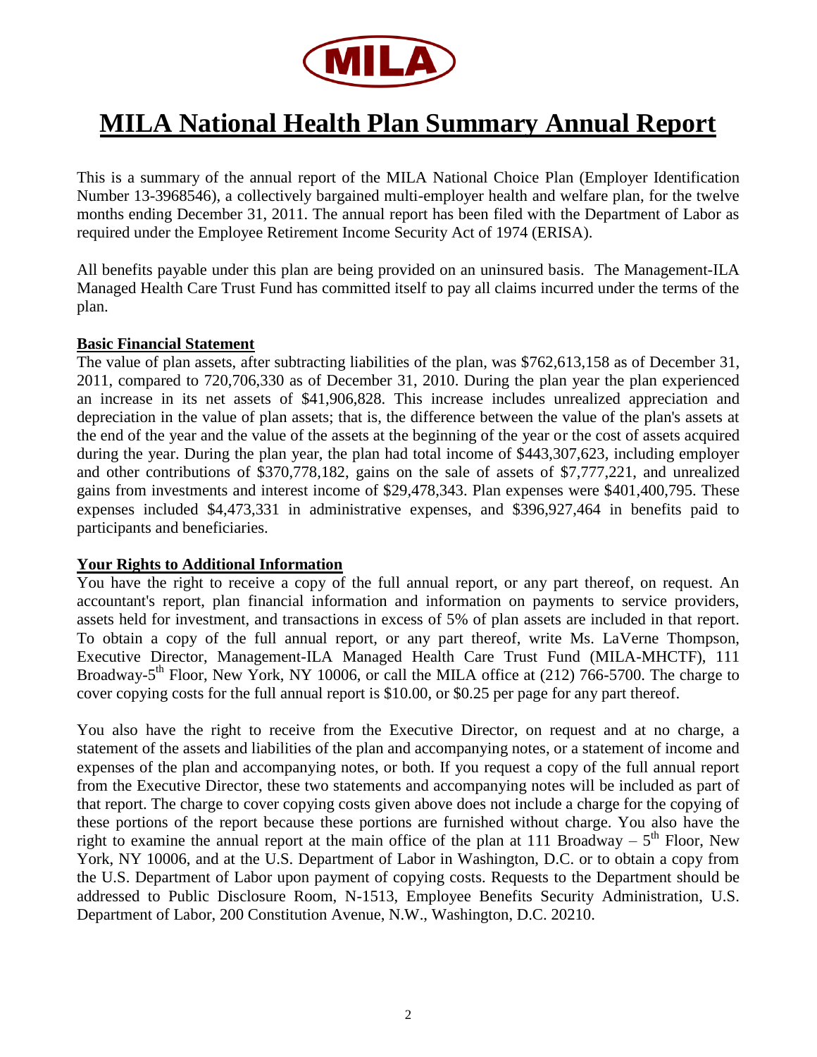MILA

# MILA National Health Plan Summary Annual Report

This is a summary of the annual report of the MILA National Choice Plan (Employer Identification Number 13-3968546), a collectively bargained multi-employer health and welfare plan, for the twelve months ending December 31, 2011. The annual report has been filed with the Department of Labor as required under the Employee Retirement Income Security Act of 1974 (ERISA).

All benefits payable under this plan are being provided on an uninsured basis. The Management-ILA Managed Health Care Trust Fund has committed itself to pay all claims incurred under the terms of the plan.

## Basic Financial Statement

The value of plan assets, after subtracting liabilities of the plan, was $762,613,158 as of December 31, 2011, compared to 720,706,330 as of December 31, 2010. During the plan year the plan experienced an increase in its net assets of $41,906,828. This increase includes unrealized appreciation and depreciation in the value of plan assets; that is, the difference between the value of the plan's assets at the end of the year and the value of the assets at the beginning of the year or the cost of assets acquired during the year. During the plan year, the plan had total income of $443,307,623, including employer and other contributions of $370,778,182, gains on the sale of assets of $7,777,221, and unrealized gains from investments and interest income of $29,478,343. Plan expenses were $401,400,795. These expenses included $4,473,331 in administrative expenses, and $396,927,464 in benefits paid to participants and beneficiaries.

## Your Rights to Additional Information

You have the right to receive a copy of the full annual report, or any part thereof, on request. An accountant's report, plan financial information and information on payments to service providers, assets held for investment, and transactions in excess of 5% of plan assets are included in that report. To obtain a copy of the full annual report, or any part thereof, write Ms. LaVerne Thompson, Executive Director, Management-ILA Managed Health Care Trust Fund (MILA-MHCTF), 111 Broadway-5th Floor, New York, NY 10006, or call the MILA office at (212) 766-5700. The charge to cover copying costs for the full annual report is $10.00, or $0.25 per page for any part thereof.

You also have the right to receive from the Executive Director, on request and at no charge, a statement of the assets and liabilities of the plan and accompanying notes, or a statement of income and expenses of the plan and accompanying notes, or both. If you request a copy of the full annual report from the Executive Director, these two statements and accompanying notes will be included as part of that report. The charge to cover copying costs given above does not include a charge for the copying of these portions of the report because these portions are furnished without charge. You also have the right to examine the annual report at the main office of the plan at 111 Broadway – 5th Floor, New York, NY 10006, and at the U.S. Department of Labor in Washington, D.C. or to obtain a copy from the U.S. Department of Labor upon payment of copying costs. Requests to the Department should be addressed to Public Disclosure Room, N-1513, Employee Benefits Security Administration, U.S. Department of Labor, 200 Constitution Avenue, N.W., Washington, D.C. 20210.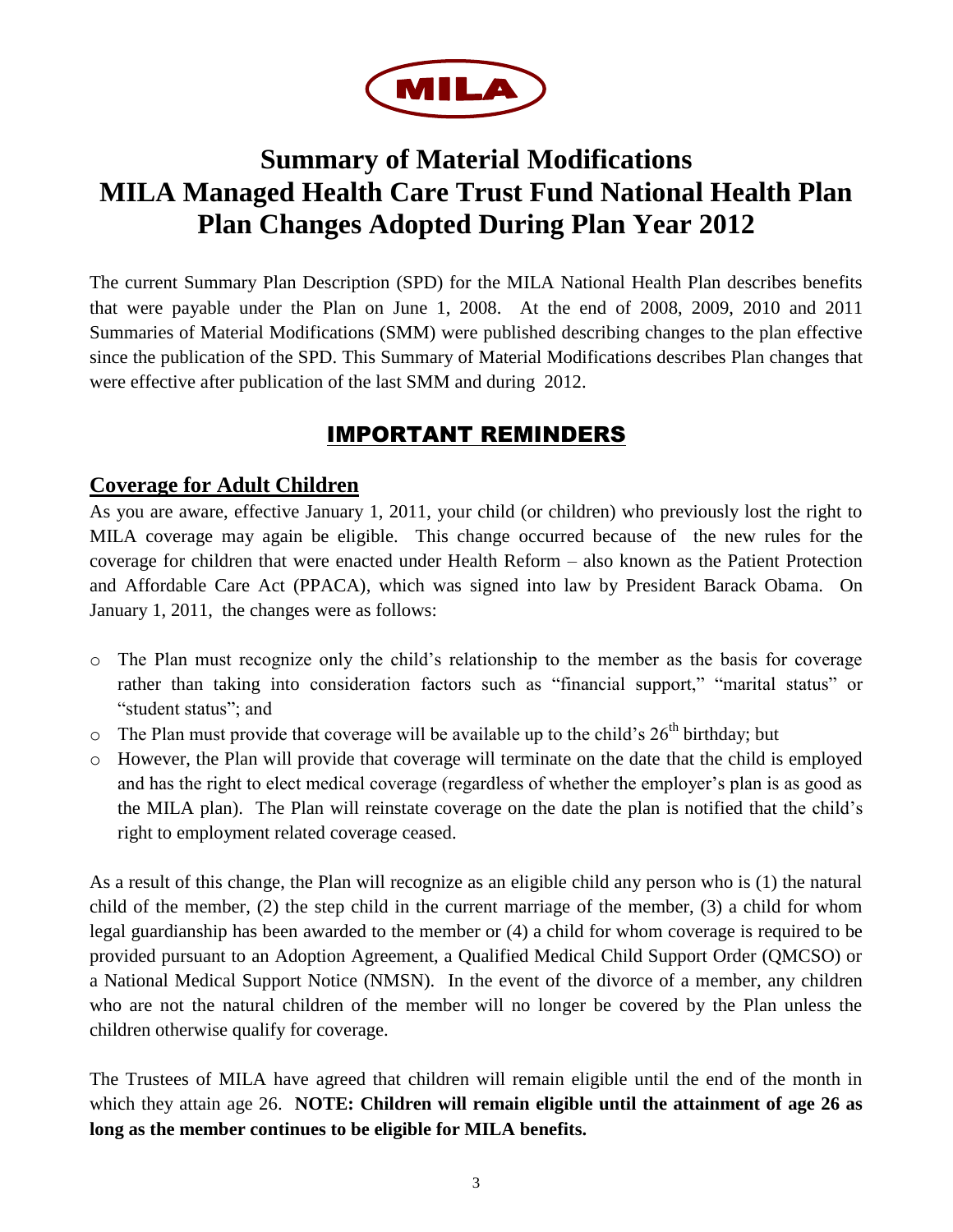MILA

# Summary of Material Modifications MILA Managed Health Care Trust Fund National Health Plan Plan Changes Adopted During Plan Year 2012

The current Summary Plan Description (SPD) for the MILA National Health Plan describes benefits that were payable under the Plan on June 1, 2008. At the end of 2008, 2009, 2010 and 2011 Summaries of Material Modifications (SMM) were published describing changes to the plan effective since the publication of the SPD. This Summary of Material Modifications describes Plan changes that were effective after publication of the last SMM and during 2012.

## IMPORTANT REMINDERS

### Coverage for Adult Children

As you are aware, effective January 1, 2011, your child (or children) who previously lost the right to MILA coverage may again be eligible. This change occurred because of the new rules for the coverage for children that were enacted under Health Reform – also known as the Patient Protection and Affordable Care Act (PPACA), which was signed into law by President Barack Obama. On January 1, 2011, the changes were as follows:

- The Plan must recognize only the child's relationship to the member as the basis for coverage rather than taking into consideration factors such as "financial support," "marital status" or "student status"; and
- The Plan must provide that coverage will be available up to the child's 26th birthday; but
- However, the Plan will provide that coverage will terminate on the date that the child is employed and has the right to elect medical coverage (regardless of whether the employer's plan is as good as the MILA plan). The Plan will reinstate coverage on the date the plan is notified that the child's right to employment related coverage ceased.

As a result of this change, the Plan will recognize as an eligible child any person who is (1) the natural child of the member, (2) the step child in the current marriage of the member, (3) a child for whom legal guardianship has been awarded to the member or (4) a child for whom coverage is required to be provided pursuant to an Adoption Agreement, a Qualified Medical Child Support Order (QMCSO) or a National Medical Support Notice (NMSN). In the event of the divorce of a member, any children who are not the natural children of the member will no longer be covered by the Plan unless the children otherwise qualify for coverage.

The Trustees of MILA have agreed that children will remain eligible until the end of the month in which they attain age 26. **NOTE: Children will remain eligible until the attainment of age 26 as long as the member continues to be eligible for MILA benefits.**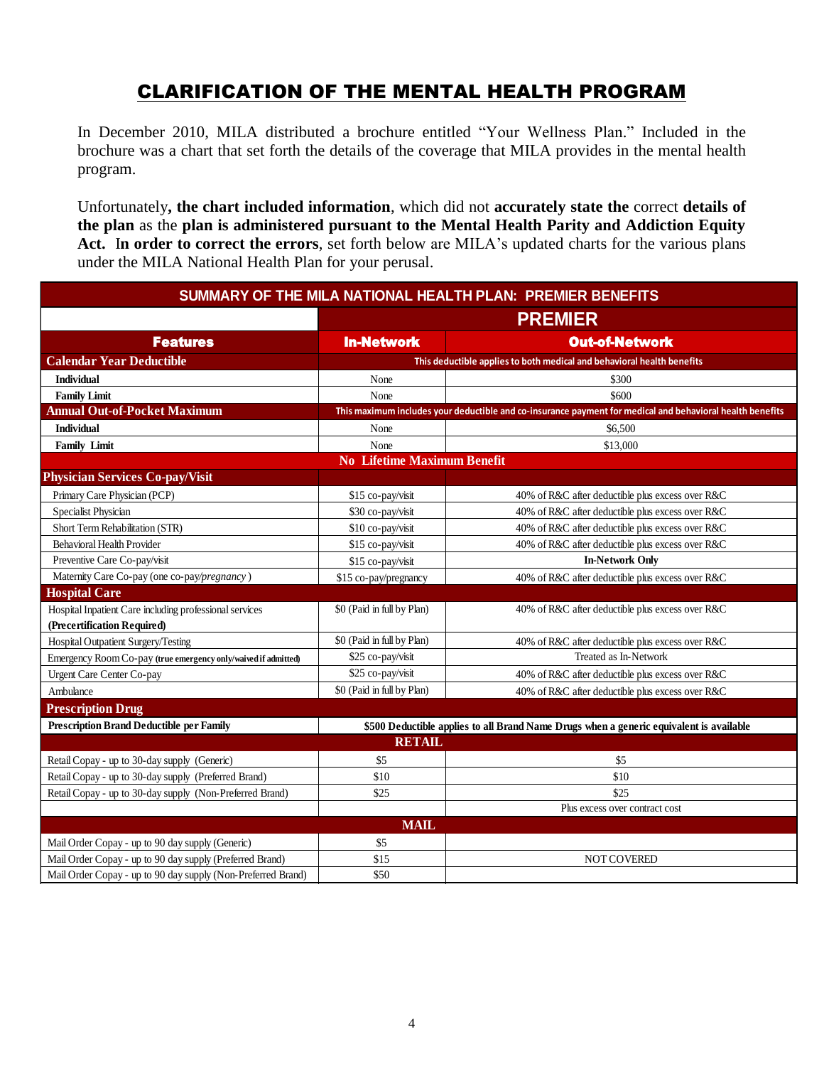# CLARIFICATION OF THE MENTAL HEALTH PROGRAM

In December 2010, MILA distributed a brochure entitled "Your Wellness Plan." Included in the brochure was a chart that set forth the details of the coverage that MILA provides in the mental health program.

Unfortunately**, the chart included information**, which did not **accurately state the** correct **details of the plan** as the **plan is administered pursuant to the Mental Health Parity and Addiction Equity Act. In order to correct the errors**, set forth below are MILA's updated charts for the various plans under the MILA National Health Plan for your perusal.

| SUMMARY OF THE MILA NATIONAL HEALTH PLAN: PREMIER BENEFITS | | |
|---|---|---|
| | PREMIER | |
| **Features** | **In-Network** | **Out-of-Network** |
| **Calendar Year Deductible** | This deductible applies to both medical and behavioral health benefits | |
| **Individual** | None | $300 |
| **Family Limit** | None | $600 |
| **Annual Out-of-Pocket Maximum** | This maximum includes your deductible and co-insurance payment for medical and behavioral health benefits | |
| **Individual** | None | $6,500 |
| **Family Limit** | None | $13,000 |
| **No Lifetime Maximum Benefit** | | |
| **Physician Services Co-pay/Visit** | | |
| Primary Care Physician (PCP) | $15 co-pay/visit | 40% of R&C after deductible plus excess over R&C |
| Specialist Physician | $30 co-pay/visit | 40% of R&C after deductible plus excess over R&C |
| Short Term Rehabilitation (STR) | $10 co-pay/visit | 40% of R&C after deductible plus excess over R&C |
| Behavioral Health Provider | $15 co-pay/visit | 40% of R&C after deductible plus excess over R&C |
| Preventive Care Co-pay/visit | $15 co-pay/visit | **In-Network Only** |
| Maternity Care Co-pay (one co-pay/*pregnancy*) | $15 co-pay/pregnancy | 40% of R&C after deductible plus excess over R&C |
| **Hospital Care** | | |
| Hospital Inpatient Care including professional services **(Precertification Required)** | $0 (Paid in full by Plan) | 40% of R&C after deductible plus excess over R&C |
| Hospital Outpatient Surgery/Testing | $0 (Paid in full by Plan) | 40% of R&C after deductible plus excess over R&C |
| Emergency Room Co-pay **(true emergency only/waived if admitted)** | $25 co-pay/visit | Treated as In-Network |
| Urgent Care Center Co-pay | $25 co-pay/visit | 40% of R&C after deductible plus excess over R&C |
| Ambulance | $0 (Paid in full by Plan) | 40% of R&C after deductible plus excess over R&C |
| **Prescription Drug** | | |
| **Prescription Brand Deductible per Family** | **$500 Deductible applies to all Brand Name Drugs when a generic equivalent is available** | |
| **RETAIL** | | |
| Retail Copay - up to 30-day supply (Generic) | $5 | $5 |
| Retail Copay - up to 30-day supply (Preferred Brand) | $10 | $10 |
| Retail Copay - up to 30-day supply (Non-Preferred Brand) | $25 | $25 |
| | | Plus excess over contract cost |
| **MAIL** | | |
| Mail Order Copay - up to 90 day supply (Generic) | $5 | |
| Mail Order Copay - up to 90 day supply (Preferred Brand) | $15 | NOT COVERED |
| Mail Order Copay - up to 90 day supply (Non-Preferred Brand) | $50 | |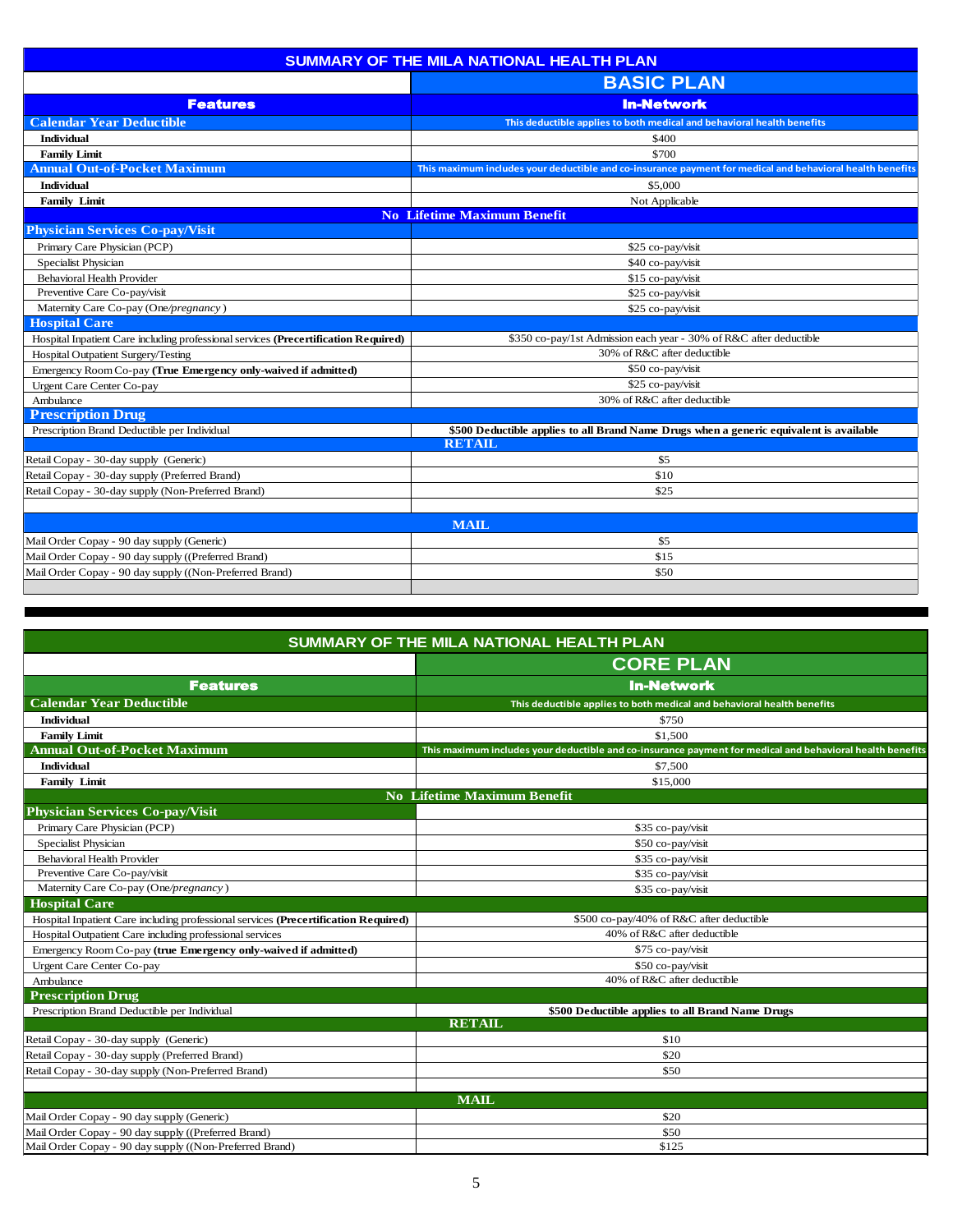## SUMMARY OF THE MILA NATIONAL HEALTH PLAN

| | **BASIC PLAN** |
|---|---|
| **Features** | **In-Network** |
| **Calendar Year Deductible** | **This deductible applies to both medical and behavioral health benefits** |
| **Individual** | $400 |
| **Family Limit** | $700 |
| **Annual Out-of-Pocket Maximum** | **This maximum includes your deductible and co-insurance payment for medical and behavioral health benefits** |
| **Individual** | $5,000 |
| **Family Limit** | Not Applicable |
| **No Lifetime Maximum Benefit** | |
| **Physician Services Co-pay/Visit** | |
| Primary Care Physician (PCP) | $25 co-pay/visit |
| Specialist Physician | $40 co-pay/visit |
| Behavioral Health Provider | $15 co-pay/visit |
| Preventive Care Co-pay/visit | $25 co-pay/visit |
| Maternity Care Co-pay (One/*pregnancy*) | $25 co-pay/visit |
| **Hospital Care** | |
| Hospital Inpatient Care including professional services **(Precertification Required)** | $350 co-pay/1st Admission each year - 30% of R&C after deductible |
| Hospital Outpatient Surgery/Testing | 30% of R&C after deductible |
| Emergency Room Co-pay **(True Emergency only-waived if admitted)** | $50 co-pay/visit |
| Urgent Care Center Co-pay | $25 co-pay/visit |
| Ambulance | 30% of R&C after deductible |
| **Prescription Drug** | |
| Prescription Brand Deductible per Individual | **$500 Deductible applies to all Brand Name Drugs when a generic equivalent is available** |
| **RETAIL** | |
| Retail Copay - 30-day supply (Generic) | $5 |
| Retail Copay - 30-day supply (Preferred Brand) | $10 |
| Retail Copay - 30-day supply (Non-Preferred Brand) | $25 |
| **MAIL** | |
| Mail Order Copay - 90 day supply (Generic) | $5 |
| Mail Order Copay - 90 day supply ((Preferred Brand) | $15 |
| Mail Order Copay - 90 day supply ((Non-Preferred Brand) | $50 |

## SUMMARY OF THE MILA NATIONAL HEALTH PLAN

| | **CORE PLAN** |
|---|---|
| **Features** | **In-Network** |
| **Calendar Year Deductible** | **This deductible applies to both medical and behavioral health benefits** |
| **Individual** | $750 |
| **Family Limit** | $1,500 |
| **Annual Out-of-Pocket Maximum** | **This maximum includes your deductible and co-insurance payment for medical and behavioral health benefits** |
| **Individual** | $7,500 |
| **Family Limit** | $15,000 |
| **No Lifetime Maximum Benefit** | |
| **Physician Services Co-pay/Visit** | |
| Primary Care Physician (PCP) | $35 co-pay/visit |
| Specialist Physician | $50 co-pay/visit |
| Behavioral Health Provider | $35 co-pay/visit |
| Preventive Care Co-pay/visit | $35 co-pay/visit |
| Maternity Care Co-pay (One/*pregnancy*) | $35 co-pay/visit |
| **Hospital Care** | |
| Hospital Inpatient Care including professional services **(Precertification Required)** | $500 co-pay/40% of R&C after deductible |
| Hospital Outpatient Care including professional services | 40% of R&C after deductible |
| Emergency Room Co-pay **(true Emergency only-waived if admitted)** | $75 co-pay/visit |
| Urgent Care Center Co-pay | $50 co-pay/visit |
| Ambulance | 40% of R&C after deductible |
| **Prescription Drug** | |
| Prescription Brand Deductible per Individual | **$500 Deductible applies to all Brand Name Drugs** |
| **RETAIL** | |
| Retail Copay - 30-day supply (Generic) | $10 |
| Retail Copay - 30-day supply (Preferred Brand) | $20 |
| Retail Copay - 30-day supply (Non-Preferred Brand) | $50 |
| **MAIL** | |
| Mail Order Copay - 90 day supply (Generic) | $20 |
| Mail Order Copay - 90 day supply ((Preferred Brand) | $50 |
| Mail Order Copay - 90 day supply ((Non-Preferred Brand) | $125 |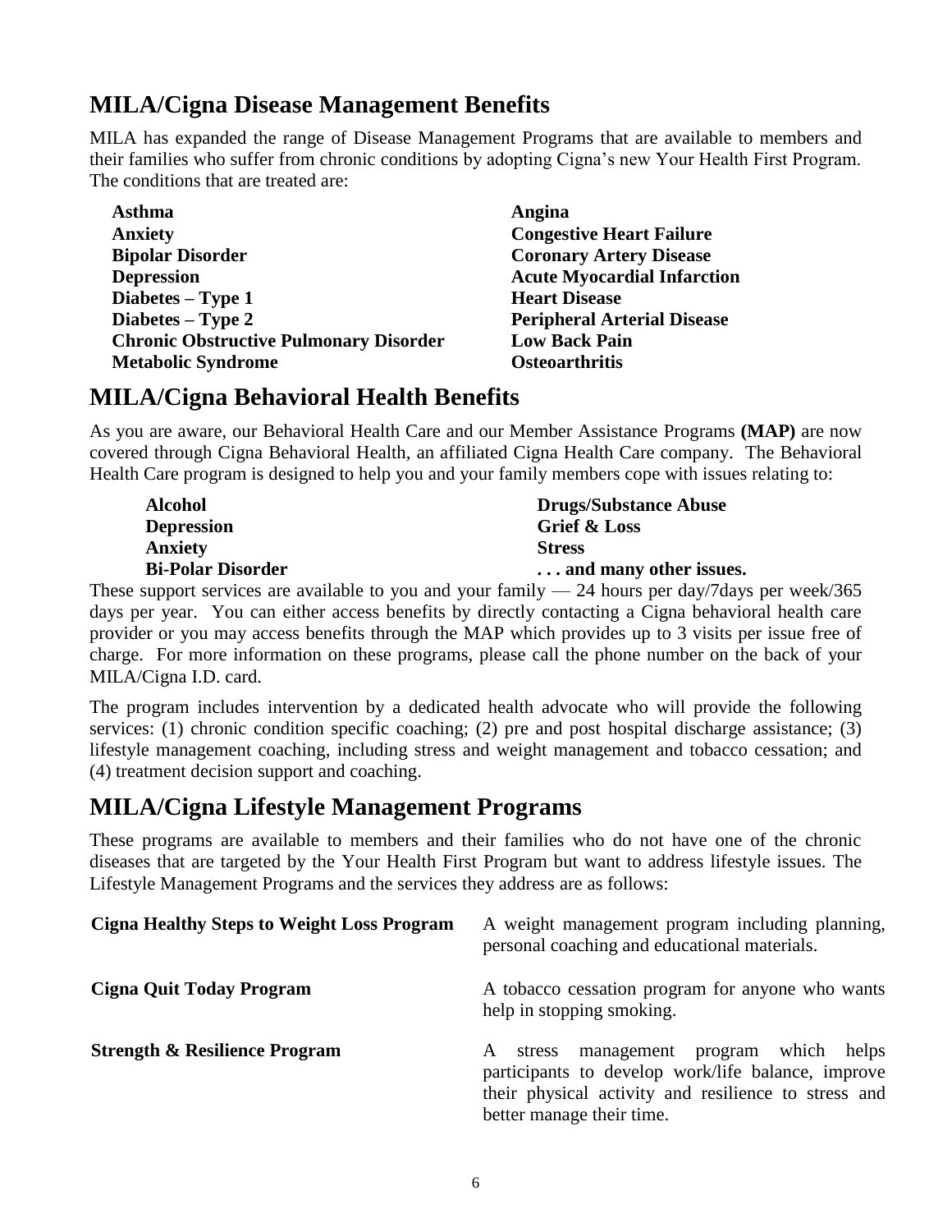## MILA/Cigna Disease Management Benefits

MILA has expanded the range of Disease Management Programs that are available to members and their families who suffer from chronic conditions by adopting Cigna's new Your Health First Program. The conditions that are treated are:

- **Asthma**
- **Anxiety**
- **Bipolar Disorder**
- **Depression**
- **Diabetes – Type 1**
- **Diabetes – Type 2**
- **Chronic Obstructive Pulmonary Disorder**
- **Metabolic Syndrome**
- **Angina**
- **Congestive Heart Failure**
- **Coronary Artery Disease**
- **Acute Myocardial Infarction**
- **Heart Disease**
- **Peripheral Arterial Disease**
- **Low Back Pain**
- **Osteoarthritis**

## MILA/Cigna Behavioral Health Benefits

As you are aware, our Behavioral Health Care and our Member Assistance Programs **(MAP)** are now covered through Cigna Behavioral Health, an affiliated Cigna Health Care company. The Behavioral Health Care program is designed to help you and your family members cope with issues relating to:

- **Alcohol**
- **Depression**
- **Anxiety**
- **Bi-Polar Disorder**
- **Drugs/Substance Abuse**
- **Grief & Loss**
- **Stress**
- **. . . and many other issues.**

These support services are available to you and your family — 24 hours per day/7days per week/365 days per year. You can either access benefits by directly contacting a Cigna behavioral health care provider or you may access benefits through the MAP which provides up to 3 visits per issue free of charge. For more information on these programs, please call the phone number on the back of your MILA/Cigna I.D. card.

The program includes intervention by a dedicated health advocate who will provide the following services: (1) chronic condition specific coaching; (2) pre and post hospital discharge assistance; (3) lifestyle management coaching, including stress and weight management and tobacco cessation; and (4) treatment decision support and coaching.

## MILA/Cigna Lifestyle Management Programs

These programs are available to members and their families who do not have one of the chronic diseases that are targeted by the Your Health First Program but want to address lifestyle issues. The Lifestyle Management Programs and the services they address are as follows:

| Program | Description |
|---|---|
| **Cigna Healthy Steps to Weight Loss Program** | A weight management program including planning, personal coaching and educational materials. |
| **Cigna Quit Today Program** | A tobacco cessation program for anyone who wants help in stopping smoking. |
| **Strength & Resilience Program** | A stress management program which helps participants to develop work/life balance, improve their physical activity and resilience to stress and better manage their time. |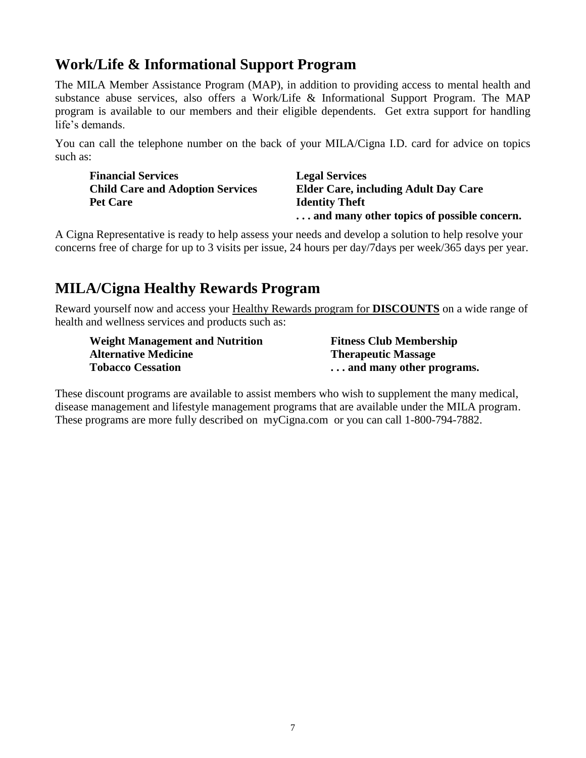## Work/Life & Informational Support Program

The MILA Member Assistance Program (MAP), in addition to providing access to mental health and substance abuse services, also offers a Work/Life & Informational Support Program. The MAP program is available to our members and their eligible dependents. Get extra support for handling life's demands.

You can call the telephone number on the back of your MILA/Cigna I.D. card for advice on topics such as:

**Financial Services**
**Child Care and Adoption Services**
**Pet Care**
**Legal Services**
**Elder Care, including Adult Day Care**
**Identity Theft**
**. . . and many other topics of possible concern.**

A Cigna Representative is ready to help assess your needs and develop a solution to help resolve your concerns free of charge for up to 3 visits per issue, 24 hours per day/7days per week/365 days per year.

## MILA/Cigna Healthy Rewards Program

Reward yourself now and access your Healthy Rewards program for **DISCOUNTS** on a wide range of health and wellness services and products such as:

**Weight Management and Nutrition**
**Alternative Medicine**
**Tobacco Cessation**
**Fitness Club Membership**
**Therapeutic Massage**
**. . . and many other programs.**

These discount programs are available to assist members who wish to supplement the many medical, disease management and lifestyle management programs that are available under the MILA program. These programs are more fully described on myCigna.com or you can call 1-800-794-7882.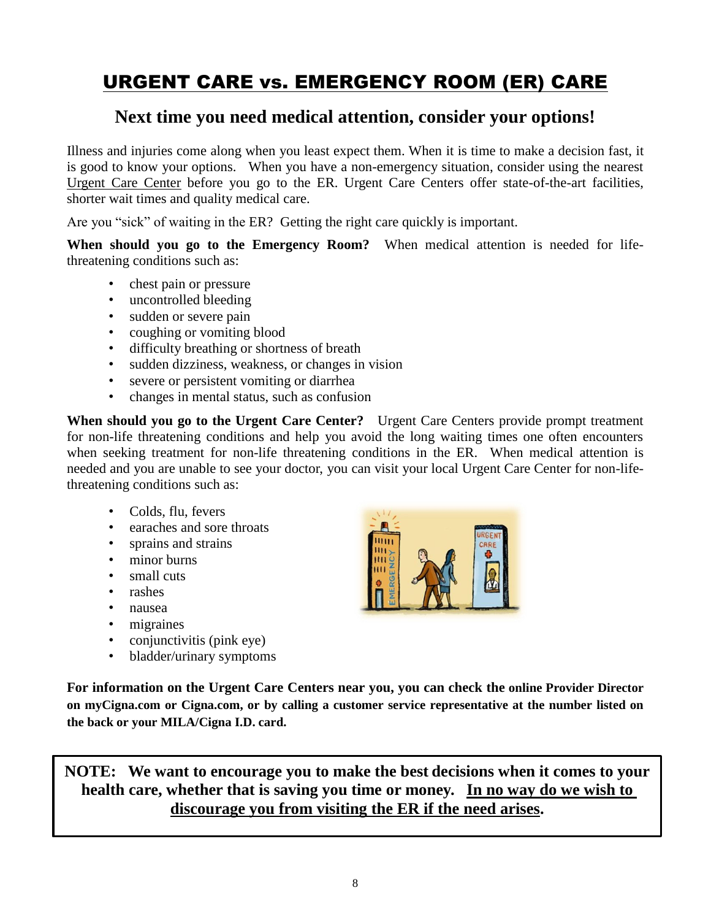# URGENT CARE vs. EMERGENCY ROOM (ER) CARE

## Next time you need medical attention, consider your options!

Illness and injuries come along when you least expect them. When it is time to make a decision fast, it is good to know your options. When you have a non-emergency situation, consider using the nearest Urgent Care Center before you go to the ER. Urgent Care Centers offer state-of-the-art facilities, shorter wait times and quality medical care.

Are you "sick" of waiting in the ER? Getting the right care quickly is important.

**When should you go to the Emergency Room?** When medical attention is needed for life-threatening conditions such as:

- chest pain or pressure
- uncontrolled bleeding
- sudden or severe pain
- coughing or vomiting blood
- difficulty breathing or shortness of breath
- sudden dizziness, weakness, or changes in vision
- severe or persistent vomiting or diarrhea
- changes in mental status, such as confusion

**When should you go to the Urgent Care Center?** Urgent Care Centers provide prompt treatment for non-life threatening conditions and help you avoid the long waiting times one often encounters when seeking treatment for non-life threatening conditions in the ER. When medical attention is needed and you are unable to see your doctor, you can visit your local Urgent Care Center for non-life-threatening conditions such as:

- Colds, flu, fevers
- earaches and sore throats
- sprains and strains
- minor burns
- small cuts
- rashes
- nausea
- migraines
- conjunctivitis (pink eye)
- bladder/urinary symptoms

**For information on the Urgent Care Centers near you, you can check the online Provider Director on myCigna.com or Cigna.com, or by calling a customer service representative at the number listed on the back or your MILA/Cigna I.D. card.**

**NOTE: We want to encourage you to make the best decisions when it comes to your health care, whether that is saving you time or money. <u>In no way do we wish to discourage you from visiting the ER if the need arises</u>.**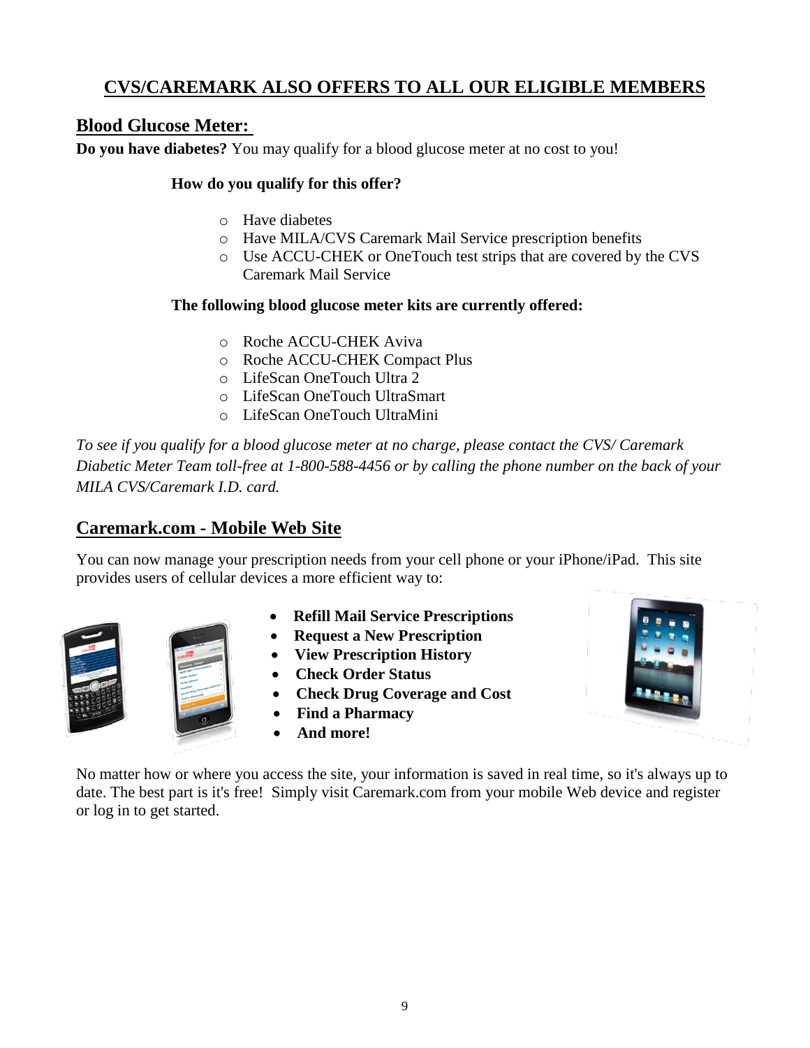## CVS/CAREMARK ALSO OFFERS TO ALL OUR ELIGIBLE MEMBERS

### Blood Glucose Meter:

**Do you have diabetes?** You may qualify for a blood glucose meter at no cost to you!

**How do you qualify for this offer?**

- Have diabetes
- Have MILA/CVS Caremark Mail Service prescription benefits
- Use ACCU-CHEK or OneTouch test strips that are covered by the CVS Caremark Mail Service

**The following blood glucose meter kits are currently offered:**

- Roche ACCU-CHEK Aviva
- Roche ACCU-CHEK Compact Plus
- LifeScan OneTouch Ultra 2
- LifeScan OneTouch UltraSmart
- LifeScan OneTouch UltraMini

*To see if you qualify for a blood glucose meter at no charge, please contact the CVS/ Caremark Diabetic Meter Team toll-free at 1-800-588-4456 or by calling the phone number on the back of your MILA CVS/Caremark I.D. card.*

### Caremark.com - Mobile Web Site

You can now manage your prescription needs from your cell phone or your iPhone/iPad. This site provides users of cellular devices a more efficient way to:

- **Refill Mail Service Prescriptions**
- **Request a New Prescription**
- **View Prescription History**
- **Check Order Status**
- **Check Drug Coverage and Cost**
- **Find a Pharmacy**
- **And more!**

No matter how or where you access the site, your information is saved in real time, so it's always up to date. The best part is it's free! Simply visit Caremark.com from your mobile Web device and register or log in to get started.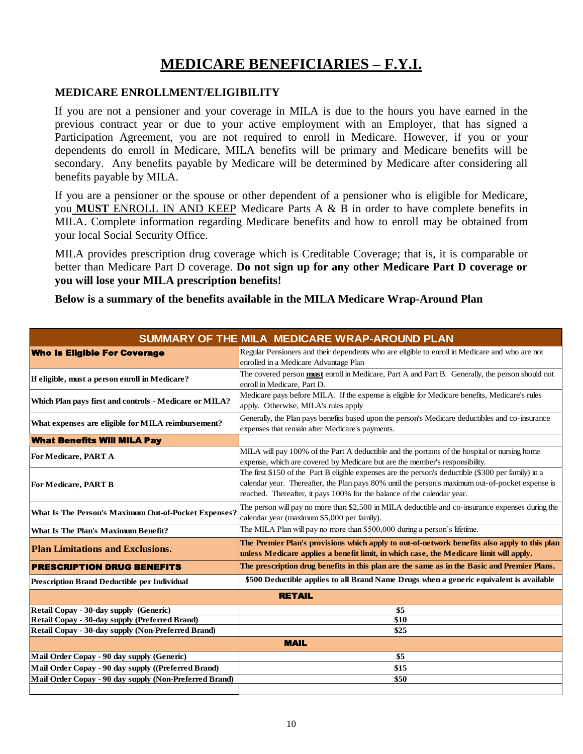# MEDICARE BENEFICIARIES – F.Y.I.

### MEDICARE ENROLLMENT/ELIGIBILITY

If you are not a pensioner and your coverage in MILA is due to the hours you have earned in the previous contract year or due to your active employment with an Employer, that has signed a Participation Agreement, you are not required to enroll in Medicare. However, if you or your dependents do enroll in Medicare, MILA benefits will be primary and Medicare benefits will be secondary. Any benefits payable by Medicare will be determined by Medicare after considering all benefits payable by MILA.

If you are a pensioner or the spouse or other dependent of a pensioner who is eligible for Medicare, you **MUST** ENROLL IN AND KEEP Medicare Parts A & B in order to have complete benefits in MILA. Complete information regarding Medicare benefits and how to enroll may be obtained from your local Social Security Office.

MILA provides prescription drug coverage which is Creditable Coverage; that is, it is comparable or better than Medicare Part D coverage. **Do not sign up for any other Medicare Part D coverage or you will lose your MILA prescription benefits!**

**Below is a summary of the benefits available in the MILA Medicare Wrap-Around Plan**

| SUMMARY OF THE MILA MEDICARE WRAP-AROUND PLAN | |
|---|---|
| **Who Is Eligible For Coverage** | Regular Pensioners and their dependents who are eligible to enroll in Medicare and who are not enrolled in a Medicare Advantage Plan |
| **If eligible, must a person enroll in Medicare?** | The covered person **must** enroll in Medicare, Part A and Part B. Generally, the person should not enroll in Medicare, Part D. |
| **Which Plan pays first and controls - Medicare or MILA?** | Medicare pays before MILA. If the expense is eligible for Medicare benefits, Medicare's rules apply. Otherwise, MILA's rules apply |
| **What expenses are eligible for MILA reimbursement?** | Generally, the Plan pays benefits based upon the person's Medicare deductibles and co-insurance expenses that remain after Medicare's payments. |
| **What Benefits Will MILA Pay** | |
| **For Medicare, PART A** | MILA will pay 100% of the Part A deductible and the portions of the hospital or nursing home expense, which are covered by Medicare but are the member's responsibility. |
| **For Medicare, PART B** | The first $150 of the Part B eligible expenses are the person's deductible ($300 per family) in a calendar year. Thereafter, the Plan pays 80% until the person's maximum out-of-pocket expense is reached. Thereafter, it pays 100% for the balance of the calendar year. |
| **What Is The Person's Maximum Out-of-Pocket Expenses?** | The person will pay no more than $2,500 in MILA deductible and co-insurance expenses during the calendar year (maximum $5,000 per family). |
| **What Is The Plan's Maximum Benefit?** | The MILA Plan will pay no more than $500,000 during a person's lifetime. |
| **Plan Limitations and Exclusions.** | **The Premier Plan's provisions which apply to out-of-network benefits also apply to this plan unless Medicare applies a benefit limit, in which case, the Medicare limit will apply.** |
| **PRESCRIPTION DRUG BENEFITS** | **The prescription drug benefits in this plan are the same as in the Basic and Premier Plans.** |
| **Prescription Brand Deductible per Individual** | **$500 Deductible applies to all Brand Name Drugs when a generic equivalent is available** |
| **RETAIL** | |
| **Retail Copay - 30-day supply (Generic)** | **$5** |
| **Retail Copay - 30-day supply (Preferred Brand)** | **$10** |
| **Retail Copay - 30-day supply (Non-Preferred Brand)** | **$25** |
| **MAIL** | |
| **Mail Order Copay - 90 day supply (Generic)** | **$5** |
| **Mail Order Copay - 90 day supply ((Preferred Brand)** | **$15** |
| **Mail Order Copay - 90 day supply (Non-Preferred Brand)** | **$50** |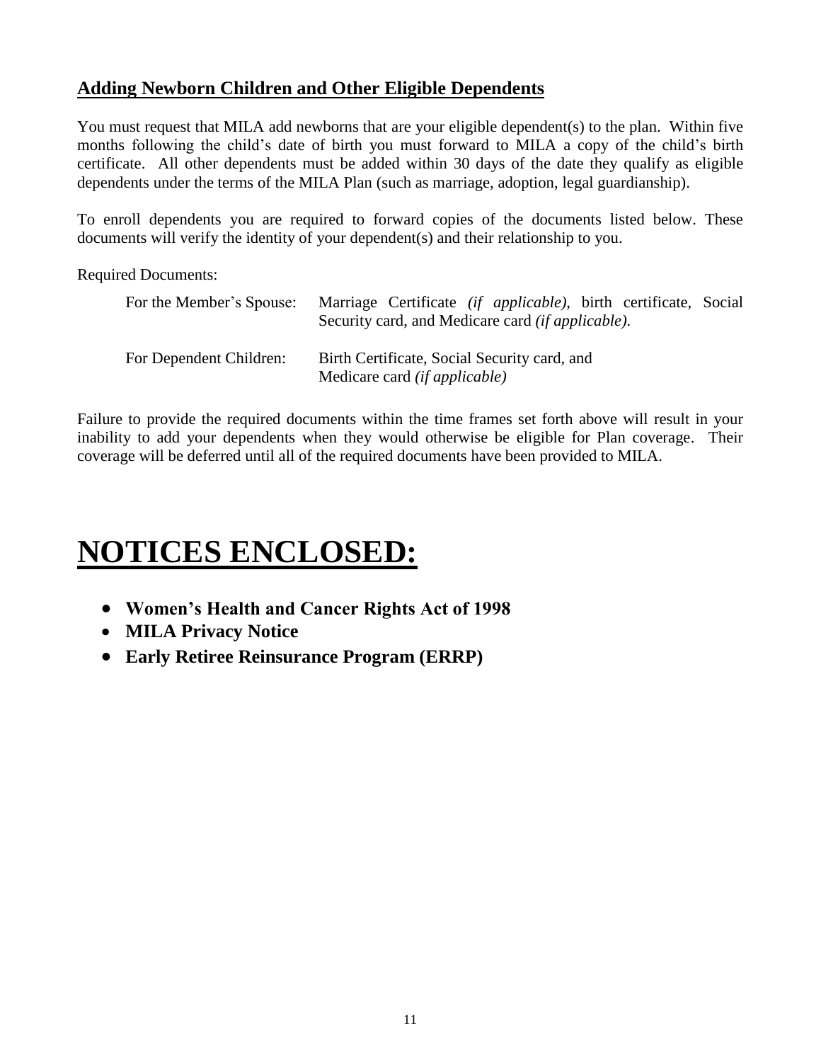## Adding Newborn Children and Other Eligible Dependents

You must request that MILA add newborns that are your eligible dependent(s) to the plan. Within five months following the child's date of birth you must forward to MILA a copy of the child's birth certificate. All other dependents must be added within 30 days of the date they qualify as eligible dependents under the terms of the MILA Plan (such as marriage, adoption, legal guardianship).

To enroll dependents you are required to forward copies of the documents listed below. These documents will verify the identity of your dependent(s) and their relationship to you.

Required Documents:

| | |
|---|---|
| For the Member's Spouse: | Marriage Certificate *(if applicable),* birth certificate, Social Security card, and Medicare card *(if applicable).* |
| For Dependent Children: | Birth Certificate, Social Security card, and Medicare card *(if applicable)* |

Failure to provide the required documents within the time frames set forth above will result in your inability to add your dependents when they would otherwise be eligible for Plan coverage. Their coverage will be deferred until all of the required documents have been provided to MILA.

# NOTICES ENCLOSED:

- **Women's Health and Cancer Rights Act of 1998**
- **MILA Privacy Notice**
- **Early Retiree Reinsurance Program (ERRP)**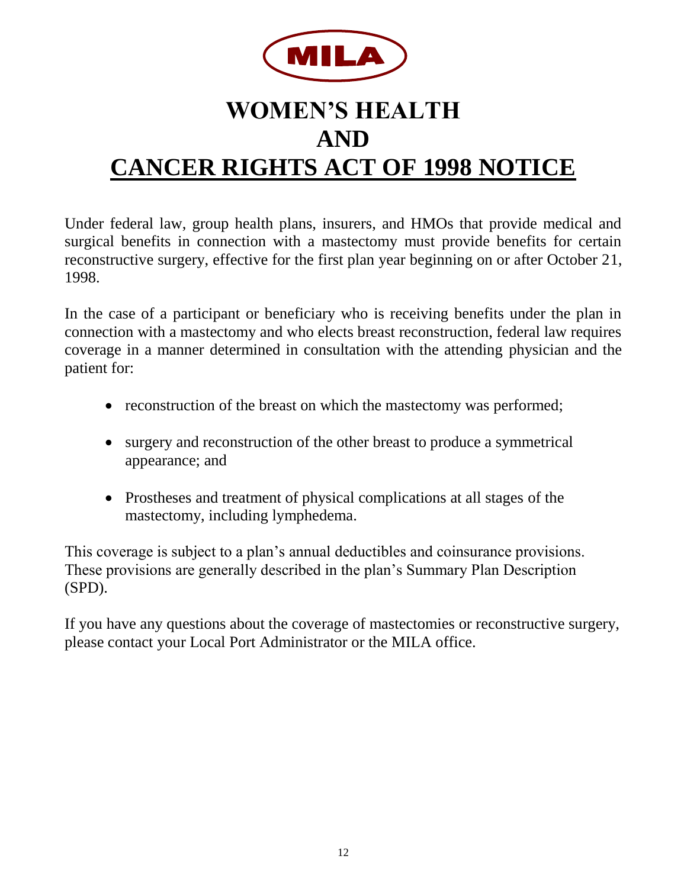MILA

# WOMEN'S HEALTH AND CANCER RIGHTS ACT OF 1998 NOTICE

Under federal law, group health plans, insurers, and HMOs that provide medical and surgical benefits in connection with a mastectomy must provide benefits for certain reconstructive surgery, effective for the first plan year beginning on or after October 21, 1998.

In the case of a participant or beneficiary who is receiving benefits under the plan in connection with a mastectomy and who elects breast reconstruction, federal law requires coverage in a manner determined in consultation with the attending physician and the patient for:

- reconstruction of the breast on which the mastectomy was performed;
- surgery and reconstruction of the other breast to produce a symmetrical appearance; and
- Prostheses and treatment of physical complications at all stages of the mastectomy, including lymphedema.

This coverage is subject to a plan's annual deductibles and coinsurance provisions. These provisions are generally described in the plan's Summary Plan Description (SPD).

If you have any questions about the coverage of mastectomies or reconstructive surgery, please contact your Local Port Administrator or the MILA office.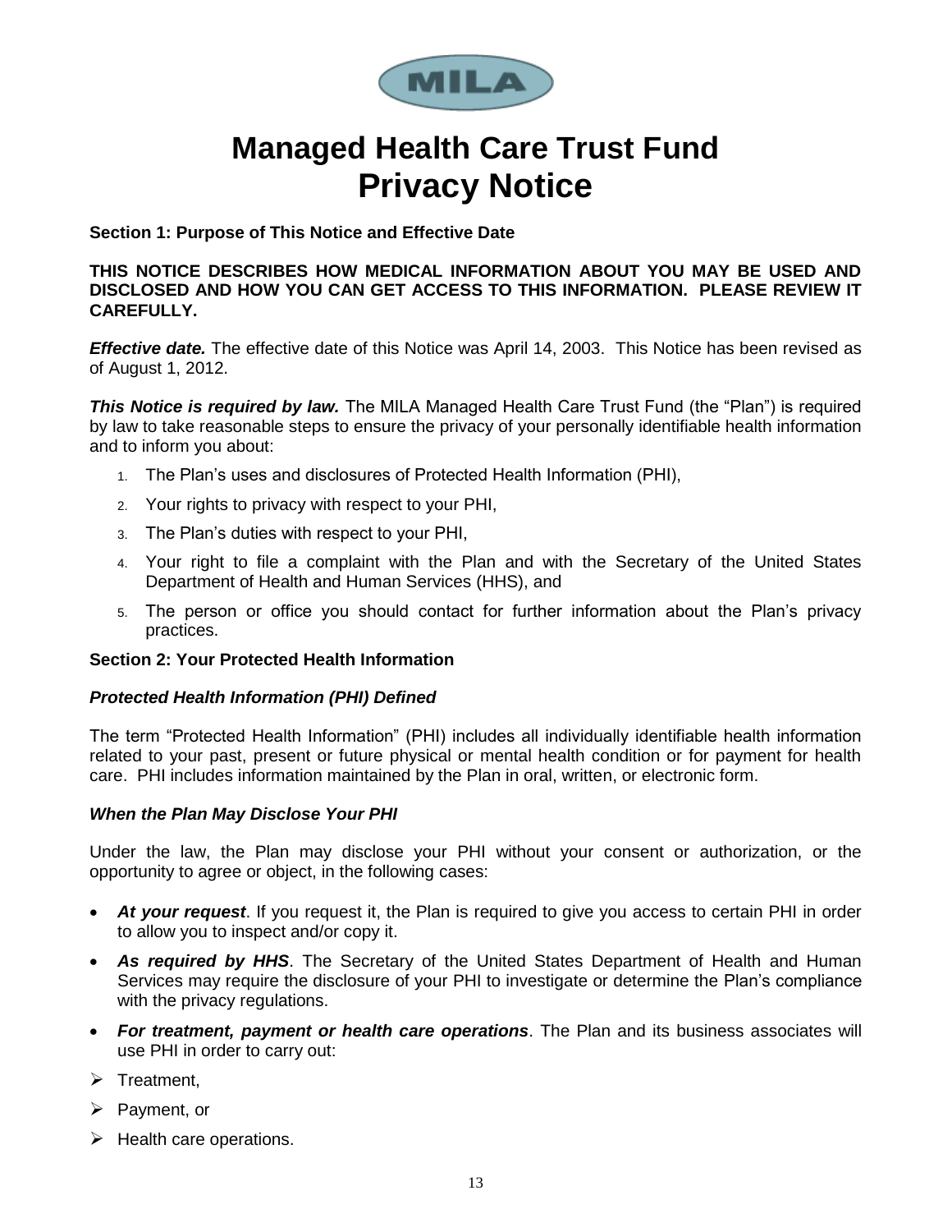MILA

# Managed Health Care Trust Fund
# Privacy Notice

**Section 1: Purpose of This Notice and Effective Date**

**THIS NOTICE DESCRIBES HOW MEDICAL INFORMATION ABOUT YOU MAY BE USED AND DISCLOSED AND HOW YOU CAN GET ACCESS TO THIS INFORMATION. PLEASE REVIEW IT CAREFULLY.**

***Effective date.*** The effective date of this Notice was April 14, 2003. This Notice has been revised as of August 1, 2012.

***This Notice is required by law.*** The MILA Managed Health Care Trust Fund (the "Plan") is required by law to take reasonable steps to ensure the privacy of your personally identifiable health information and to inform you about:

1. The Plan's uses and disclosures of Protected Health Information (PHI),
2. Your rights to privacy with respect to your PHI,
3. The Plan's duties with respect to your PHI,
4. Your right to file a complaint with the Plan and with the Secretary of the United States Department of Health and Human Services (HHS), and
5. The person or office you should contact for further information about the Plan's privacy practices.

**Section 2: Your Protected Health Information**

***Protected Health Information (PHI) Defined***

The term "Protected Health Information" (PHI) includes all individually identifiable health information related to your past, present or future physical or mental health condition or for payment for health care. PHI includes information maintained by the Plan in oral, written, or electronic form.

***When the Plan May Disclose Your PHI***

Under the law, the Plan may disclose your PHI without your consent or authorization, or the opportunity to agree or object, in the following cases:

- ***At your request***. If you request it, the Plan is required to give you access to certain PHI in order to allow you to inspect and/or copy it.
- ***As required by HHS***. The Secretary of the United States Department of Health and Human Services may require the disclosure of your PHI to investigate or determine the Plan's compliance with the privacy regulations.
- ***For treatment, payment or health care operations***. The Plan and its business associates will use PHI in order to carry out:
  - Treatment,
  - Payment, or
  - Health care operations.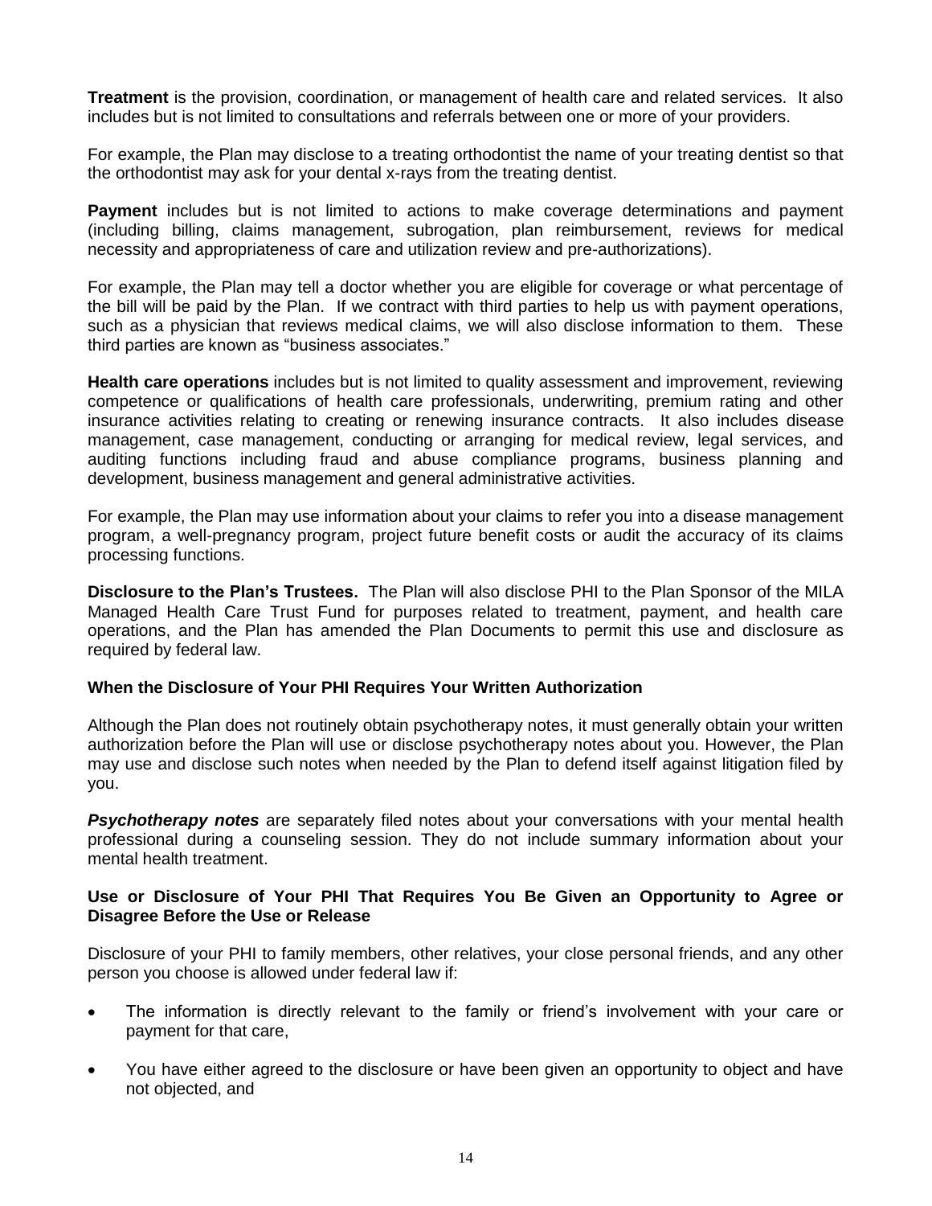**Treatment** is the provision, coordination, or management of health care and related services. It also includes but is not limited to consultations and referrals between one or more of your providers.

For example, the Plan may disclose to a treating orthodontist the name of your treating dentist so that the orthodontist may ask for your dental x-rays from the treating dentist.

**Payment** includes but is not limited to actions to make coverage determinations and payment (including billing, claims management, subrogation, plan reimbursement, reviews for medical necessity and appropriateness of care and utilization review and pre-authorizations).

For example, the Plan may tell a doctor whether you are eligible for coverage or what percentage of the bill will be paid by the Plan. If we contract with third parties to help us with payment operations, such as a physician that reviews medical claims, we will also disclose information to them. These third parties are known as "business associates."

**Health care operations** includes but is not limited to quality assessment and improvement, reviewing competence or qualifications of health care professionals, underwriting, premium rating and other insurance activities relating to creating or renewing insurance contracts. It also includes disease management, case management, conducting or arranging for medical review, legal services, and auditing functions including fraud and abuse compliance programs, business planning and development, business management and general administrative activities.

For example, the Plan may use information about your claims to refer you into a disease management program, a well-pregnancy program, project future benefit costs or audit the accuracy of its claims processing functions.

**Disclosure to the Plan's Trustees.** The Plan will also disclose PHI to the Plan Sponsor of the MILA Managed Health Care Trust Fund for purposes related to treatment, payment, and health care operations, and the Plan has amended the Plan Documents to permit this use and disclosure as required by federal law.

**When the Disclosure of Your PHI Requires Your Written Authorization**

Although the Plan does not routinely obtain psychotherapy notes, it must generally obtain your written authorization before the Plan will use or disclose psychotherapy notes about you. However, the Plan may use and disclose such notes when needed by the Plan to defend itself against litigation filed by you.

***Psychotherapy notes*** are separately filed notes about your conversations with your mental health professional during a counseling session. They do not include summary information about your mental health treatment.

**Use or Disclosure of Your PHI That Requires You Be Given an Opportunity to Agree or Disagree Before the Use or Release**

Disclosure of your PHI to family members, other relatives, your close personal friends, and any other person you choose is allowed under federal law if:

- The information is directly relevant to the family or friend's involvement with your care or payment for that care,
- You have either agreed to the disclosure or have been given an opportunity to object and have not objected, and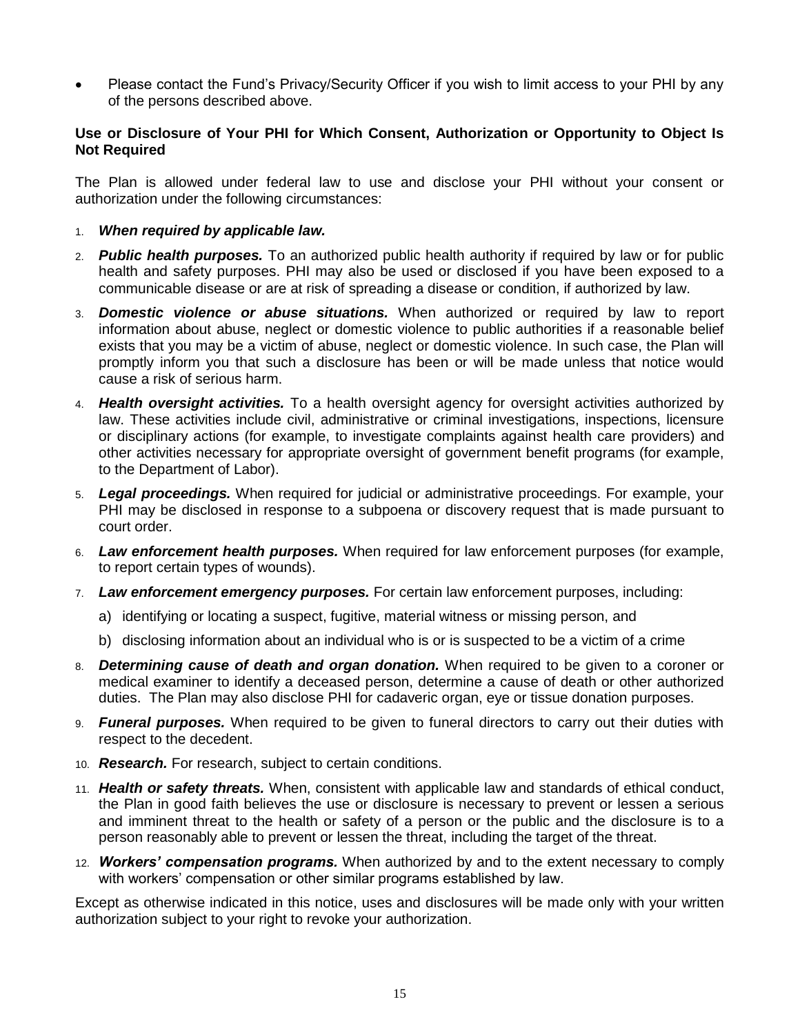- Please contact the Fund's Privacy/Security Officer if you wish to limit access to your PHI by any of the persons described above.

**Use or Disclosure of Your PHI for Which Consent, Authorization or Opportunity to Object Is Not Required**

The Plan is allowed under federal law to use and disclose your PHI without your consent or authorization under the following circumstances:

1. ***When required by applicable law.***
2. ***Public health purposes.*** To an authorized public health authority if required by law or for public health and safety purposes. PHI may also be used or disclosed if you have been exposed to a communicable disease or are at risk of spreading a disease or condition, if authorized by law.
3. ***Domestic violence or abuse situations.*** When authorized or required by law to report information about abuse, neglect or domestic violence to public authorities if a reasonable belief exists that you may be a victim of abuse, neglect or domestic violence. In such case, the Plan will promptly inform you that such a disclosure has been or will be made unless that notice would cause a risk of serious harm.
4. ***Health oversight activities.*** To a health oversight agency for oversight activities authorized by law. These activities include civil, administrative or criminal investigations, inspections, licensure or disciplinary actions (for example, to investigate complaints against health care providers) and other activities necessary for appropriate oversight of government benefit programs (for example, to the Department of Labor).
5. ***Legal proceedings.*** When required for judicial or administrative proceedings. For example, your PHI may be disclosed in response to a subpoena or discovery request that is made pursuant to court order.
6. ***Law enforcement health purposes.*** When required for law enforcement purposes (for example, to report certain types of wounds).
7. ***Law enforcement emergency purposes.*** For certain law enforcement purposes, including:
   a) identifying or locating a suspect, fugitive, material witness or missing person, and
   b) disclosing information about an individual who is or is suspected to be a victim of a crime
8. ***Determining cause of death and organ donation.*** When required to be given to a coroner or medical examiner to identify a deceased person, determine a cause of death or other authorized duties. The Plan may also disclose PHI for cadaveric organ, eye or tissue donation purposes.
9. ***Funeral purposes.*** When required to be given to funeral directors to carry out their duties with respect to the decedent.
10. ***Research.*** For research, subject to certain conditions.
11. ***Health or safety threats.*** When, consistent with applicable law and standards of ethical conduct, the Plan in good faith believes the use or disclosure is necessary to prevent or lessen a serious and imminent threat to the health or safety of a person or the public and the disclosure is to a person reasonably able to prevent or lessen the threat, including the target of the threat.
12. ***Workers' compensation programs.*** When authorized by and to the extent necessary to comply with workers' compensation or other similar programs established by law.

Except as otherwise indicated in this notice, uses and disclosures will be made only with your written authorization subject to your right to revoke your authorization.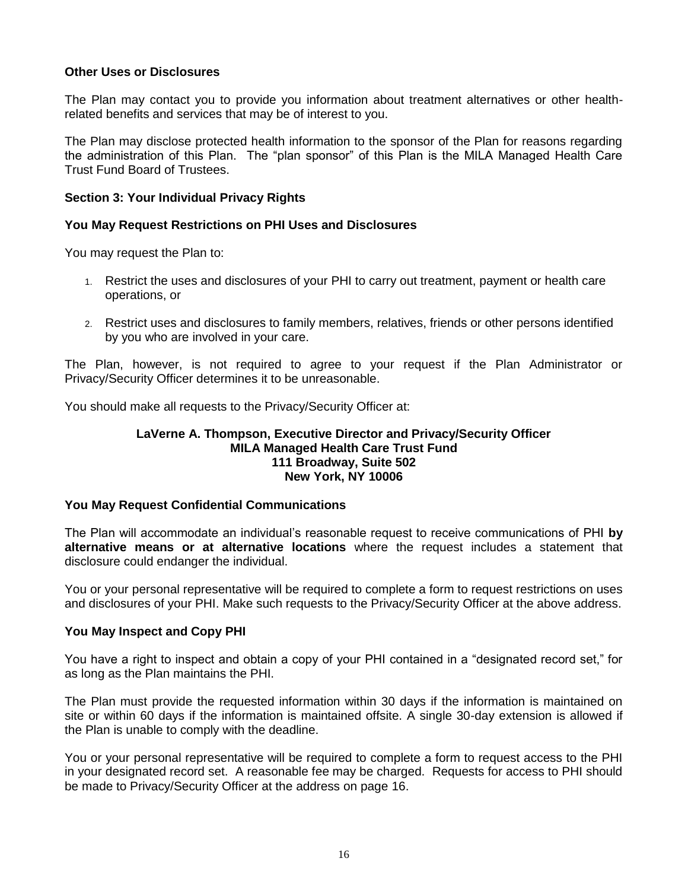**Other Uses or Disclosures**

The Plan may contact you to provide you information about treatment alternatives or other health-related benefits and services that may be of interest to you.

The Plan may disclose protected health information to the sponsor of the Plan for reasons regarding the administration of this Plan. The "plan sponsor" of this Plan is the MILA Managed Health Care Trust Fund Board of Trustees.

## Section 3: Your Individual Privacy Rights

### You May Request Restrictions on PHI Uses and Disclosures

You may request the Plan to:

1. Restrict the uses and disclosures of your PHI to carry out treatment, payment or health care operations, or
2. Restrict uses and disclosures to family members, relatives, friends or other persons identified by you who are involved in your care.

The Plan, however, is not required to agree to your request if the Plan Administrator or Privacy/Security Officer determines it to be unreasonable.

You should make all requests to the Privacy/Security Officer at:

**LaVerne A. Thompson, Executive Director and Privacy/Security Officer**
**MILA Managed Health Care Trust Fund**
**111 Broadway, Suite 502**
**New York, NY 10006**

### You May Request Confidential Communications

The Plan will accommodate an individual's reasonable request to receive communications of PHI **by alternative means or at alternative locations** where the request includes a statement that disclosure could endanger the individual.

You or your personal representative will be required to complete a form to request restrictions on uses and disclosures of your PHI. Make such requests to the Privacy/Security Officer at the above address.

### You May Inspect and Copy PHI

You have a right to inspect and obtain a copy of your PHI contained in a "designated record set," for as long as the Plan maintains the PHI.

The Plan must provide the requested information within 30 days if the information is maintained on site or within 60 days if the information is maintained offsite. A single 30-day extension is allowed if the Plan is unable to comply with the deadline.

You or your personal representative will be required to complete a form to request access to the PHI in your designated record set. A reasonable fee may be charged. Requests for access to PHI should be made to Privacy/Security Officer at the address on page 16.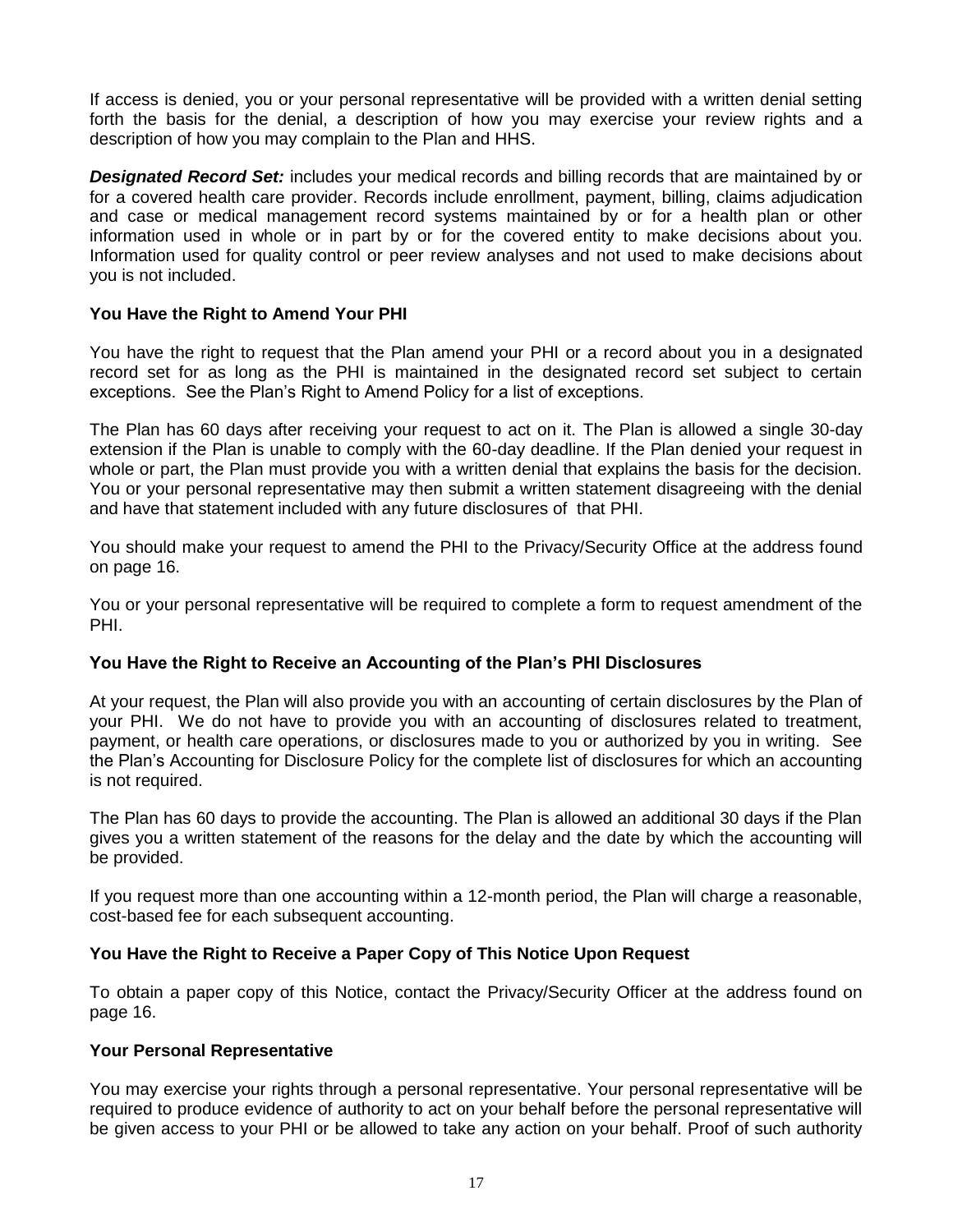If access is denied, you or your personal representative will be provided with a written denial setting forth the basis for the denial, a description of how you may exercise your review rights and a description of how you may complain to the Plan and HHS.

***Designated Record Set:*** includes your medical records and billing records that are maintained by or for a covered health care provider. Records include enrollment, payment, billing, claims adjudication and case or medical management record systems maintained by or for a health plan or other information used in whole or in part by or for the covered entity to make decisions about you. Information used for quality control or peer review analyses and not used to make decisions about you is not included.

**You Have the Right to Amend Your PHI**

You have the right to request that the Plan amend your PHI or a record about you in a designated record set for as long as the PHI is maintained in the designated record set subject to certain exceptions. See the Plan's Right to Amend Policy for a list of exceptions.

The Plan has 60 days after receiving your request to act on it. The Plan is allowed a single 30-day extension if the Plan is unable to comply with the 60-day deadline. If the Plan denied your request in whole or part, the Plan must provide you with a written denial that explains the basis for the decision. You or your personal representative may then submit a written statement disagreeing with the denial and have that statement included with any future disclosures of that PHI.

You should make your request to amend the PHI to the Privacy/Security Office at the address found on page 16.

You or your personal representative will be required to complete a form to request amendment of the PHI.

**You Have the Right to Receive an Accounting of the Plan's PHI Disclosures**

At your request, the Plan will also provide you with an accounting of certain disclosures by the Plan of your PHI. We do not have to provide you with an accounting of disclosures related to treatment, payment, or health care operations, or disclosures made to you or authorized by you in writing. See the Plan's Accounting for Disclosure Policy for the complete list of disclosures for which an accounting is not required.

The Plan has 60 days to provide the accounting. The Plan is allowed an additional 30 days if the Plan gives you a written statement of the reasons for the delay and the date by which the accounting will be provided.

If you request more than one accounting within a 12-month period, the Plan will charge a reasonable, cost-based fee for each subsequent accounting.

**You Have the Right to Receive a Paper Copy of This Notice Upon Request**

To obtain a paper copy of this Notice, contact the Privacy/Security Officer at the address found on page 16.

**Your Personal Representative**

You may exercise your rights through a personal representative. Your personal representative will be required to produce evidence of authority to act on your behalf before the personal representative will be given access to your PHI or be allowed to take any action on your behalf. Proof of such authority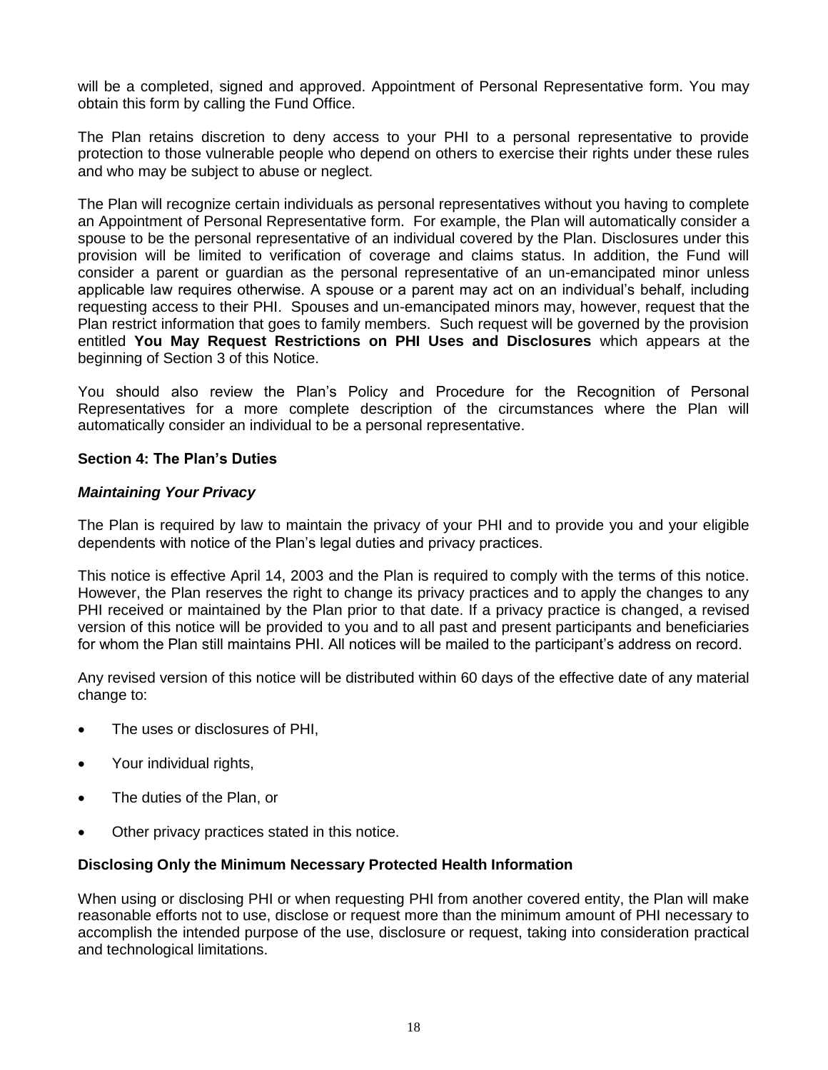will be a completed, signed and approved. Appointment of Personal Representative form. You may obtain this form by calling the Fund Office.

The Plan retains discretion to deny access to your PHI to a personal representative to provide protection to those vulnerable people who depend on others to exercise their rights under these rules and who may be subject to abuse or neglect.

The Plan will recognize certain individuals as personal representatives without you having to complete an Appointment of Personal Representative form. For example, the Plan will automatically consider a spouse to be the personal representative of an individual covered by the Plan. Disclosures under this provision will be limited to verification of coverage and claims status. In addition, the Fund will consider a parent or guardian as the personal representative of an un-emancipated minor unless applicable law requires otherwise. A spouse or a parent may act on an individual's behalf, including requesting access to their PHI. Spouses and un-emancipated minors may, however, request that the Plan restrict information that goes to family members. Such request will be governed by the provision entitled **You May Request Restrictions on PHI Uses and Disclosures** which appears at the beginning of Section 3 of this Notice.

You should also review the Plan's Policy and Procedure for the Recognition of Personal Representatives for a more complete description of the circumstances where the Plan will automatically consider an individual to be a personal representative.

## Section 4: The Plan's Duties

### *Maintaining Your Privacy*

The Plan is required by law to maintain the privacy of your PHI and to provide you and your eligible dependents with notice of the Plan's legal duties and privacy practices.

This notice is effective April 14, 2003 and the Plan is required to comply with the terms of this notice. However, the Plan reserves the right to change its privacy practices and to apply the changes to any PHI received or maintained by the Plan prior to that date. If a privacy practice is changed, a revised version of this notice will be provided to you and to all past and present participants and beneficiaries for whom the Plan still maintains PHI. All notices will be mailed to the participant's address on record.

Any revised version of this notice will be distributed within 60 days of the effective date of any material change to:

- The uses or disclosures of PHI,
- Your individual rights,
- The duties of the Plan, or
- Other privacy practices stated in this notice.

### Disclosing Only the Minimum Necessary Protected Health Information

When using or disclosing PHI or when requesting PHI from another covered entity, the Plan will make reasonable efforts not to use, disclose or request more than the minimum amount of PHI necessary to accomplish the intended purpose of the use, disclosure or request, taking into consideration practical and technological limitations.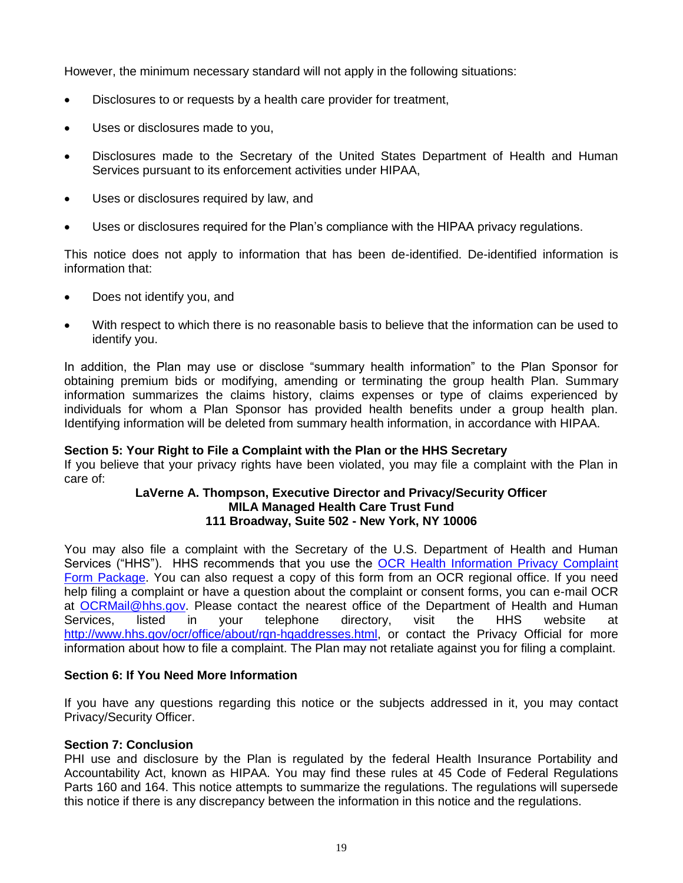However, the minimum necessary standard will not apply in the following situations:

- Disclosures to or requests by a health care provider for treatment,
- Uses or disclosures made to you,
- Disclosures made to the Secretary of the United States Department of Health and Human Services pursuant to its enforcement activities under HIPAA,
- Uses or disclosures required by law, and
- Uses or disclosures required for the Plan's compliance with the HIPAA privacy regulations.

This notice does not apply to information that has been de-identified. De-identified information is information that:

- Does not identify you, and
- With respect to which there is no reasonable basis to believe that the information can be used to identify you.

In addition, the Plan may use or disclose "summary health information" to the Plan Sponsor for obtaining premium bids or modifying, amending or terminating the group health Plan. Summary information summarizes the claims history, claims expenses or type of claims experienced by individuals for whom a Plan Sponsor has provided health benefits under a group health plan. Identifying information will be deleted from summary health information, in accordance with HIPAA.

**Section 5: Your Right to File a Complaint with the Plan or the HHS Secretary**

If you believe that your privacy rights have been violated, you may file a complaint with the Plan in care of:

**LaVerne A. Thompson, Executive Director and Privacy/Security Officer**
**MILA Managed Health Care Trust Fund**
**111 Broadway, Suite 502 - New York, NY 10006**

You may also file a complaint with the Secretary of the U.S. Department of Health and Human Services ("HHS"). HHS recommends that you use the OCR Health Information Privacy Complaint Form Package. You can also request a copy of this form from an OCR regional office. If you need help filing a complaint or have a question about the complaint or consent forms, you can e-mail OCR at OCRMail@hhs.gov. Please contact the nearest office of the Department of Health and Human Services, listed in your telephone directory, visit the HHS website at http://www.hhs.gov/ocr/office/about/rgn-hqaddresses.html, or contact the Privacy Official for more information about how to file a complaint. The Plan may not retaliate against you for filing a complaint.

**Section 6: If You Need More Information**

If you have any questions regarding this notice or the subjects addressed in it, you may contact Privacy/Security Officer.

**Section 7: Conclusion**

PHI use and disclosure by the Plan is regulated by the federal Health Insurance Portability and Accountability Act, known as HIPAA. You may find these rules at 45 Code of Federal Regulations Parts 160 and 164. This notice attempts to summarize the regulations. The regulations will supersede this notice if there is any discrepancy between the information in this notice and the regulations.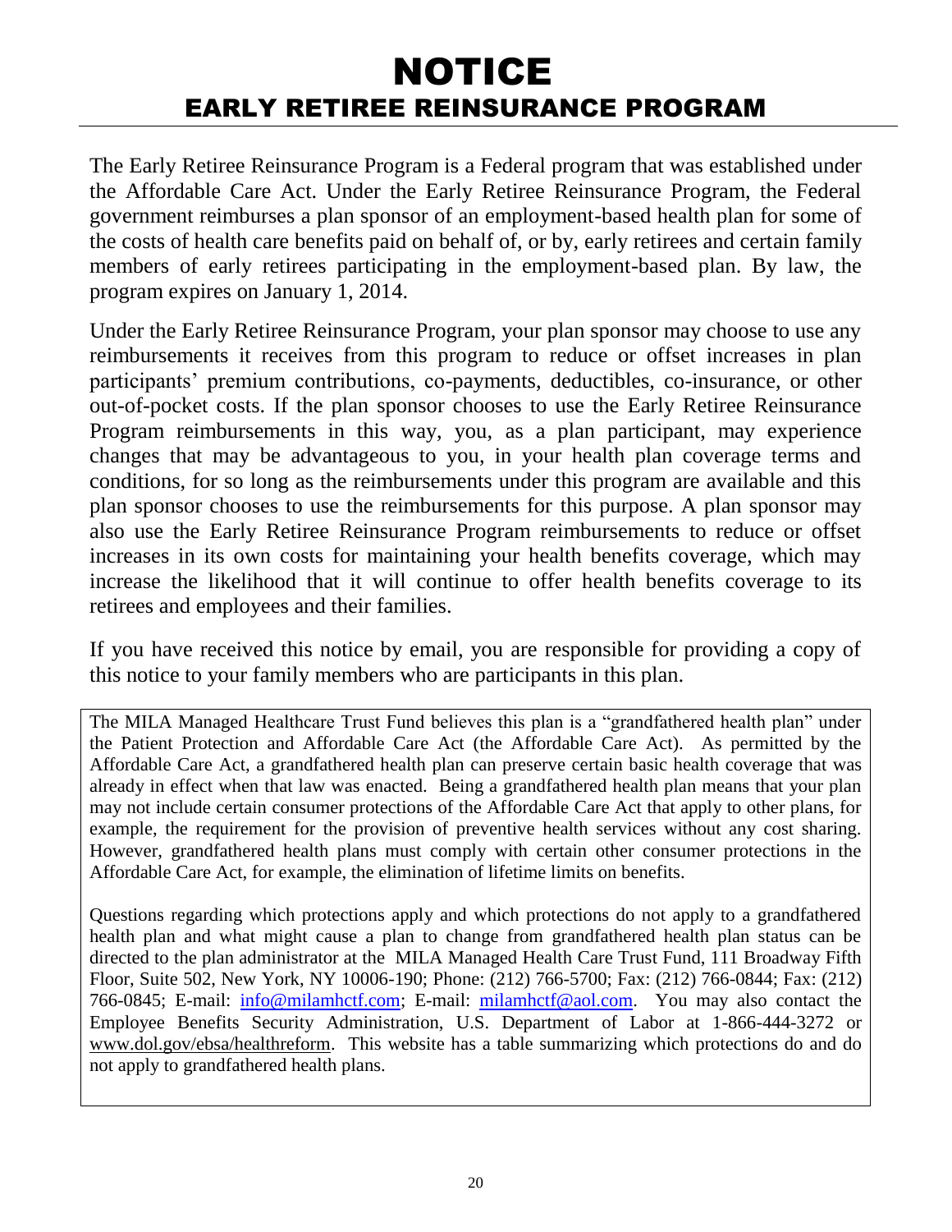# NOTICE

## EARLY RETIREE REINSURANCE PROGRAM

The Early Retiree Reinsurance Program is a Federal program that was established under the Affordable Care Act. Under the Early Retiree Reinsurance Program, the Federal government reimburses a plan sponsor of an employment-based health plan for some of the costs of health care benefits paid on behalf of, or by, early retirees and certain family members of early retirees participating in the employment-based plan. By law, the program expires on January 1, 2014.

Under the Early Retiree Reinsurance Program, your plan sponsor may choose to use any reimbursements it receives from this program to reduce or offset increases in plan participants' premium contributions, co-payments, deductibles, co-insurance, or other out-of-pocket costs. If the plan sponsor chooses to use the Early Retiree Reinsurance Program reimbursements in this way, you, as a plan participant, may experience changes that may be advantageous to you, in your health plan coverage terms and conditions, for so long as the reimbursements under this program are available and this plan sponsor chooses to use the reimbursements for this purpose. A plan sponsor may also use the Early Retiree Reinsurance Program reimbursements to reduce or offset increases in its own costs for maintaining your health benefits coverage, which may increase the likelihood that it will continue to offer health benefits coverage to its retirees and employees and their families.

If you have received this notice by email, you are responsible for providing a copy of this notice to your family members who are participants in this plan.

The MILA Managed Healthcare Trust Fund believes this plan is a "grandfathered health plan" under the Patient Protection and Affordable Care Act (the Affordable Care Act). As permitted by the Affordable Care Act, a grandfathered health plan can preserve certain basic health coverage that was already in effect when that law was enacted. Being a grandfathered health plan means that your plan may not include certain consumer protections of the Affordable Care Act that apply to other plans, for example, the requirement for the provision of preventive health services without any cost sharing. However, grandfathered health plans must comply with certain other consumer protections in the Affordable Care Act, for example, the elimination of lifetime limits on benefits.

Questions regarding which protections apply and which protections do not apply to a grandfathered health plan and what might cause a plan to change from grandfathered health plan status can be directed to the plan administrator at the MILA Managed Health Care Trust Fund, 111 Broadway Fifth Floor, Suite 502, New York, NY 10006-190; Phone: (212) 766-5700; Fax: (212) 766-0844; Fax: (212) 766-0845; E-mail: info@milamhctf.com; E-mail: milamhctf@aol.com. You may also contact the Employee Benefits Security Administration, U.S. Department of Labor at 1-866-444-3272 or www.dol.gov/ebsa/healthreform. This website has a table summarizing which protections do and do not apply to grandfathered health plans.